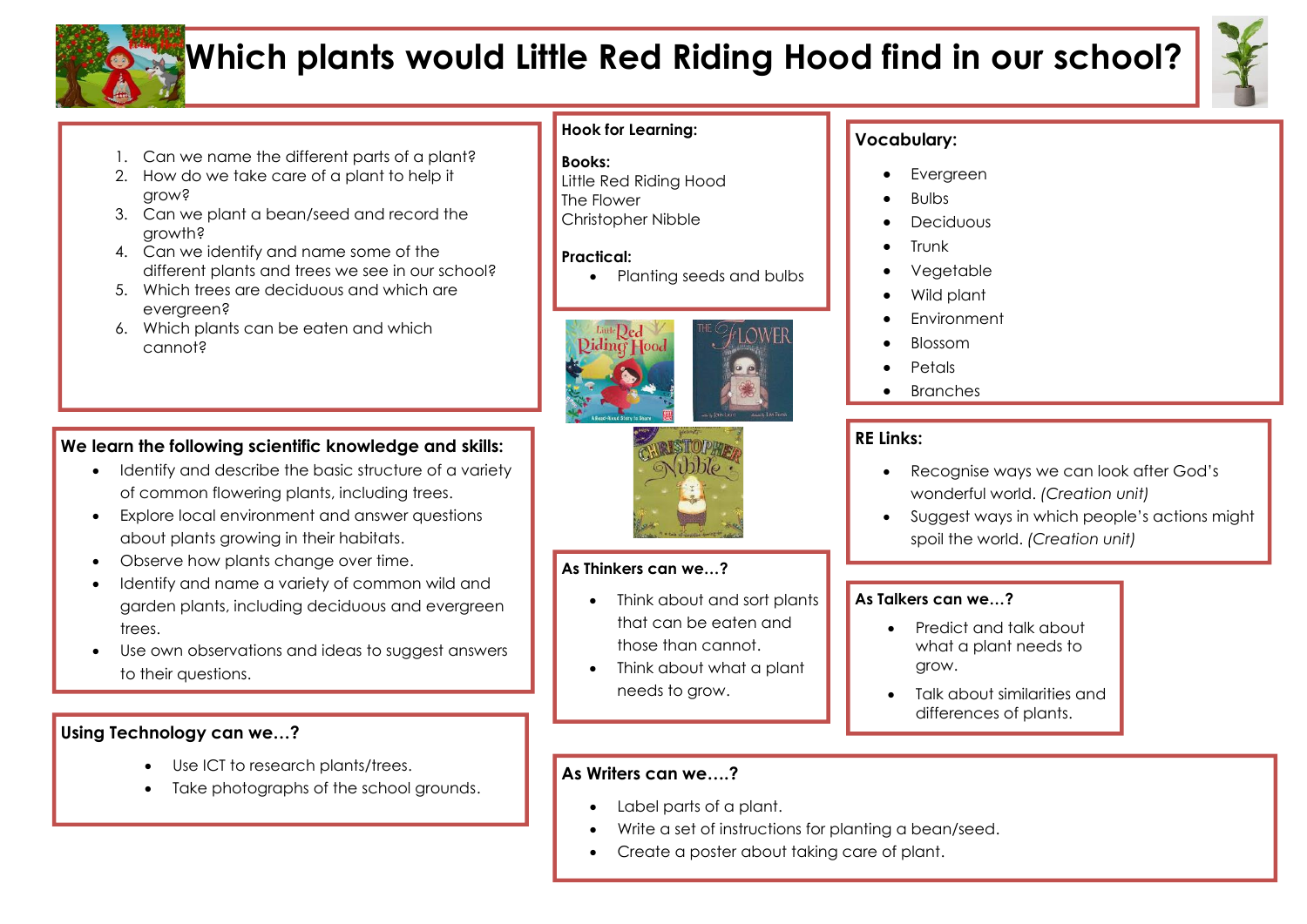# Which plants would Little Red Riding Hood find in our school?

1. Can we name the different parts of a plant?
2. How do we take care of a plant to help it grow?
3. Can we plant a bean/seed and record the growth?
4. Can we identify and name some of the different plants and trees we see in our school?
5. Which trees are deciduous and which are evergreen?
6. Which plants can be eaten and which cannot?

**We learn the following scientific knowledge and skills:**

- Identify and describe the basic structure of a variety of common flowering plants, including trees.
- Explore local environment and answer questions about plants growing in their habitats.
- Observe how plants change over time.
- Identify and name a variety of common wild and garden plants, including deciduous and evergreen trees.
- Use own observations and ideas to suggest answers to their questions.

**Using Technology can we…?**

- Use ICT to research plants/trees.
- Take photographs of the school grounds.

**Hook for Learning:**

**Books:**
Little Red Riding Hood
The Flower
Christopher Nibble

**Practical:**

- Planting seeds and bulbs

**As Thinkers can we…?**

- Think about and sort plants that can be eaten and those than cannot.
- Think about what a plant needs to grow.

**Vocabulary:**

- Evergreen
- Bulbs
- Deciduous
- Trunk
- Vegetable
- Wild plant
- Environment
- Blossom
- Petals
- Branches

**RE Links:**

- Recognise ways we can look after God's wonderful world. *(Creation unit)*
- Suggest ways in which people's actions might spoil the world. *(Creation unit)*

**As Talkers can we…?**

- Predict and talk about what a plant needs to grow.
- Talk about similarities and differences of plants.

**As Writers can we….?**

- Label parts of a plant.
- Write a set of instructions for planting a bean/seed.
- Create a poster about taking care of plant.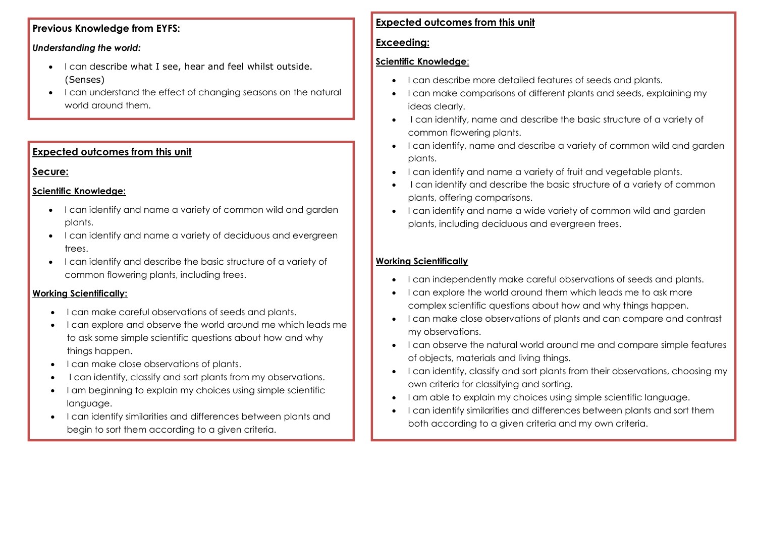## Previous Knowledge from EYFS:

*Understanding the world:*

- I can describe what I see, hear and feel whilst outside. (Senses)
- I can understand the effect of changing seasons on the natural world around them.

## Expected outcomes from this unit

### Secure:

#### Scientific Knowledge:

- I can identify and name a variety of common wild and garden plants.
- I can identify and name a variety of deciduous and evergreen trees.
- I can identify and describe the basic structure of a variety of common flowering plants, including trees.

#### Working Scientifically:

- I can make careful observations of seeds and plants.
- I can explore and observe the world around me which leads me to ask some simple scientific questions about how and why things happen.
- I can make close observations of plants.
- I can identify, classify and sort plants from my observations.
- I am beginning to explain my choices using simple scientific language.
- I can identify similarities and differences between plants and begin to sort them according to a given criteria.

## Expected outcomes from this unit

### Exceeding:

#### Scientific Knowledge:

- I can describe more detailed features of seeds and plants.
- I can make comparisons of different plants and seeds, explaining my ideas clearly.
- I can identify, name and describe the basic structure of a variety of common flowering plants.
- I can identify, name and describe a variety of common wild and garden plants.
- I can identify and name a variety of fruit and vegetable plants.
- I can identify and describe the basic structure of a variety of common plants, offering comparisons.
- I can identify and name a wide variety of common wild and garden plants, including deciduous and evergreen trees.

#### Working Scientifically

- I can independently make careful observations of seeds and plants.
- I can explore the world around them which leads me to ask more complex scientific questions about how and why things happen.
- I can make close observations of plants and can compare and contrast my observations.
- I can observe the natural world around me and compare simple features of objects, materials and living things.
- I can identify, classify and sort plants from their observations, choosing my own criteria for classifying and sorting.
- I am able to explain my choices using simple scientific language.
- I can identify similarities and differences between plants and sort them both according to a given criteria and my own criteria.